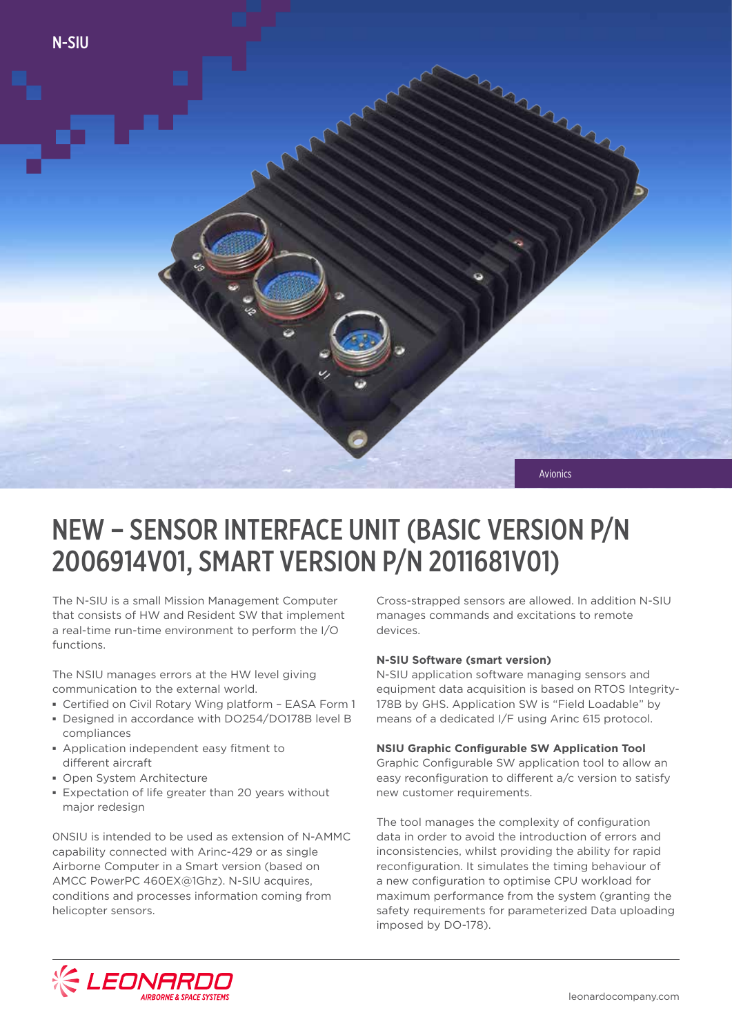N-SIU

Avionics

# NEW – SENSOR INTERFACE UNIT (BASIC VERSION P/N 2006914V01, SMART VERSION P/N 2011681V01)

The N-SIU is a small Mission Management Computer that consists of HW and Resident SW that implement a real-time run-time environment to perform the I/O functions.

The NSIU manages errors at the HW level giving communication to the external world.

- Certified on Civil Rotary Wing platform – EASA Form 1
- Designed in accordance with DO254/DO178B level B compliances
- Application independent easy fitment to different aircraft
- Open System Architecture
- Expectation of life greater than 20 years without major redesign

ONSIU is intended to be used as extension of N-AMMC capability connected with Arinc-429 or as single Airborne Computer in a Smart version (based on AMCC PowerPC 460EX@1Ghz). N-SIU acquires, conditions and processes information coming from helicopter sensors.

Cross-strapped sensors are allowed. In addition N-SIU manages commands and excitations to remote devices.

**N-SIU Software (smart version)**
N-SIU application software managing sensors and equipment data acquisition is based on RTOS Integrity-178B by GHS. Application SW is "Field Loadable" by means of a dedicated I/F using Arinc 615 protocol.

**NSIU Graphic Configurable SW Application Tool**
Graphic Configurable SW application tool to allow an easy reconfiguration to different a/c version to satisfy new customer requirements.

The tool manages the complexity of configuration data in order to avoid the introduction of errors and inconsistencies, whilst providing the ability for rapid reconfiguration. It simulates the timing behaviour of a new configuration to optimise CPU workload for maximum performance from the system (granting the safety requirements for parameterized Data uploading imposed by DO-178).

LEONARDO AIRBORNE & SPACE SYSTEMS

leonardocompany.com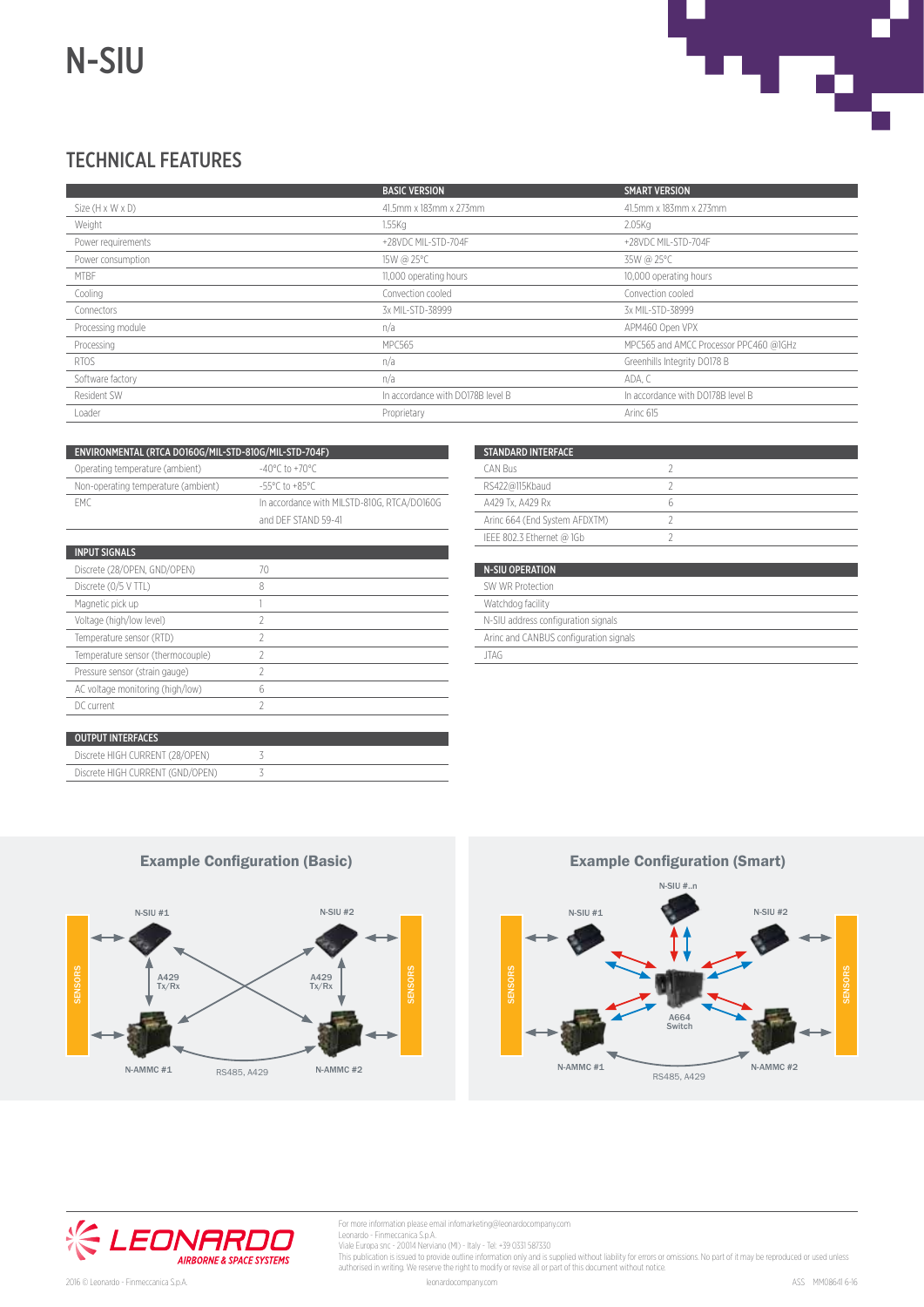# N-SIU

## TECHNICAL FEATURES

| | BASIC VERSION | SMART VERSION |
|---|---|---|
| Size (H x W x D) | 41.5mm x 183mm x 273mm | 41.5mm x 183mm x 273mm |
| Weight | 1.55Kg | 2.05Kg |
| Power requirements | +28VDC MIL-STD-704F | +28VDC MIL-STD-704F |
| Power consumption | 15W @ 25°C | 35W @ 25°C |
| MTBF | 11,000 operating hours | 10,000 operating hours |
| Cooling | Convection cooled | Convection cooled |
| Connectors | 3x MIL-STD-38999 | 3x MIL-STD-38999 |
| Processing module | n/a | APM460 Open VPX |
| Processing | MPC565 | MPC565 and AMCC Processor PPC460 @1GHz |
| RTOS | n/a | Greenhills Integrity DO178 B |
| Software factory | n/a | ADA, C |
| Resident SW | In accordance with DO178B level B | In accordance with DO178B level B |
| Loader | Proprietary | Arinc 615 |

| ENVIRONMENTAL (RTCA DO160G/MIL-STD-810G/MIL-STD-704F) | |
|---|---|
| Operating temperature (ambient) | -40°C to +70°C |
| Non-operating temperature (ambient) | -55°C to +85°C |
| EMC | In accordance with MILSTD-810G, RTCA/DO160G and DEF STAND 59-41 |

| INPUT SIGNALS | |
|---|---|
| Discrete (28/OPEN, GND/OPEN) | 70 |
| Discrete (0/5 V TTL) | 8 |
| Magnetic pick up | 1 |
| Voltage (high/low level) | 2 |
| Temperature sensor (RTD) | 2 |
| Temperature sensor (thermocouple) | 2 |
| Pressure sensor (strain gauge) | 2 |
| AC voltage monitoring (high/low) | 6 |
| DC current | 2 |

| OUTPUT INTERFACES | |
|---|---|
| Discrete HIGH CURRENT (28/OPEN) | 3 |
| Discrete HIGH CURRENT (GND/OPEN) | 3 |

| STANDARD INTERFACE | |
|---|---|
| CAN Bus | 2 |
| RS422@115Kbaud | 2 |
| A429 Tx, A429 Rx | 6 |
| Arinc 664 (End System AFDXTM) | 2 |
| IEEE 802.3 Ethernet @ 1Gb | 2 |

| N-SIU OPERATION |
|---|
| SW WR Protection |
| Watchdog facility |
| N-SIU address configuration signals |
| Arinc and CANBUS configuration signals |
| JTAG |

### Example Configuration (Basic)

SENSORS
N-SIU #1
N-SIU #2
A429 Tx/Rx
A429 Tx/Rx
SENSORS
N-AMMC #1
RS485, A429
N-AMMC #2

### Example Configuration (Smart)

N-SIU #..n
N-SIU #1
N-SIU #2
SENSORS
A664 Switch
SENSORS
N-AMMC #1
N-AMMC #2
RS485, A429

LEONARDO
AIRBORNE & SPACE SYSTEMS

For more information please email infomarketing@leonardocompany.com
Leonardo - Finmeccanica S.p.A.
Viale Europa snc - 20014 Nerviano (MI) - Italy - Tel: +39 0331 587330
This publication is issued to provide outline information only and is supplied without liability for errors or omissions. No part of it may be reproduced or used unless authorised in writing. We reserve the right to modify or revise all or part of this document without notice.

2016 © Leonardo - Finmeccanica S.p.A. leonardocompany.com ASS MM08641 6-16